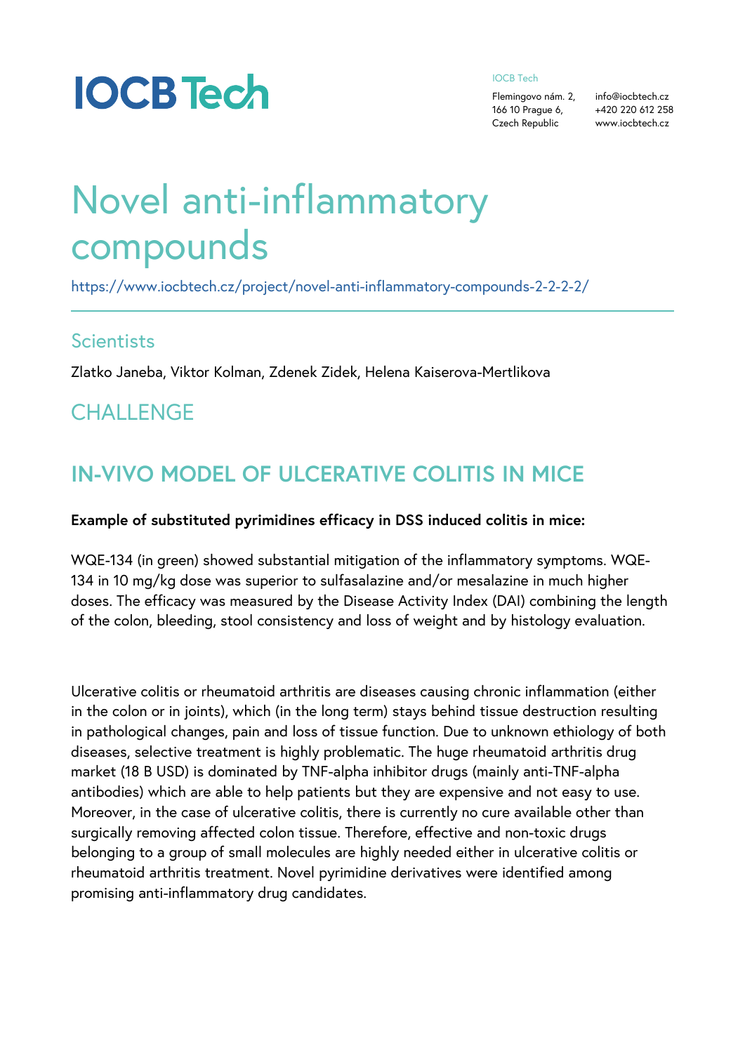# Novel anti-inflammatory compounds

https://www.iocbtech.cz/project/novel-anti-inflammatory-compounds-2-2-2-2/

## Scientists

Zlatko Janeba, Viktor Kolman, Zdenek Zidek, Helena Kaiserova-Mertlikova

## CHALLENGE

## IN-VIVO MODEL OF ULCERATIVE COLITIS IN MICE

**Example of substituted pyrimidines efficacy in DSS induced colitis in mice:**

WQE-134 (in green) showed substantial mitigation of the inflammatory symptoms. WQE-134 in 10 mg/kg dose was superior to sulfasalazine and/or mesalazine in much higher doses. The efficacy was measured by the Disease Activity Index (DAI) combining the length of the colon, bleeding, stool consistency and loss of weight and by histology evaluation.

Ulcerative colitis or rheumatoid arthritis are diseases causing chronic inflammation (either in the colon or in joints), which (in the long term) stays behind tissue destruction resulting in pathological changes, pain and loss of tissue function. Due to unknown ethiology of both diseases, selective treatment is highly problematic. The huge rheumatoid arthritis drug market (18 B USD) is dominated by TNF-alpha inhibitor drugs (mainly anti-TNF-alpha antibodies) which are able to help patients but they are expensive and not easy to use. Moreover, in the case of ulcerative colitis, there is currently no cure available other than surgically removing affected colon tissue. Therefore, effective and non-toxic drugs belonging to a group of small molecules are highly needed either in ulcerative colitis or rheumatoid arthritis treatment. Novel pyrimidine derivatives were identified among promising anti-inflammatory drug candidates.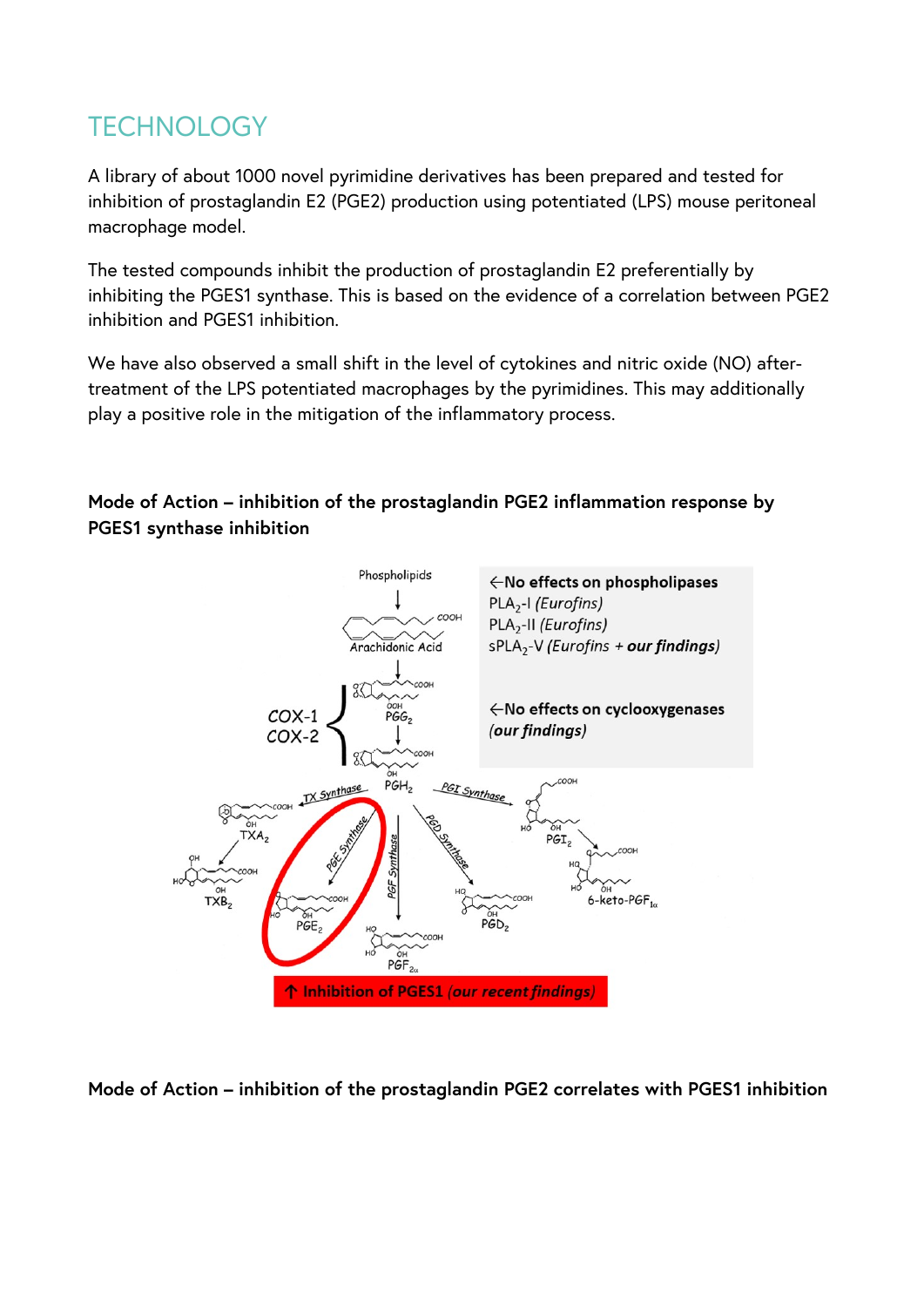## TECHNOLOGY

A library of about 1000 novel pyrimidine derivatives has been prepared and tested for inhibition of prostaglandin E2 (PGE2) production using potentiated (LPS) mouse peritoneal macrophage model.

The tested compounds inhibit the production of prostaglandin E2 preferentially by inhibiting the PGES1 synthase. This is based on the evidence of a correlation between PGE2 inhibition and PGES1 inhibition.

We have also observed a small shift in the level of cytokines and nitric oxide (NO) after-treatment of the LPS potentiated macrophages by the pyrimidines. This may additionally play a positive role in the mitigation of the inflammatory process.

**Mode of Action – inhibition of the prostaglandin PGE2 inflammation response by PGES1 synthase inhibition**

Phospholipids

Arachidonic Acid

COX-1
COX-2

$PGG_2$

$PGH_2$

TX Synthase · PGE Synthase · PGF Synthase · PGD Synthase · PGI Synthase

$TXA_2$ · $TXB_2$ · $PGE_2$ · $PGF_{2\alpha}$ · $PGD_2$ · $PGI_2$ · 6-keto-$PGF_{1\alpha}$

←**No effects on phospholipases**
$PLA_2$-I *(Eurofins)*
$PLA_2$-II *(Eurofins)*
$sPLA_2$-V *(Eurofins + **our findings**)*

←**No effects on cyclooxygenases**
***(our findings)***

**↑ Inhibition of PGES1** ***(our recent findings)***

**Mode of Action – inhibition of the prostaglandin PGE2 correlates with PGES1 inhibition**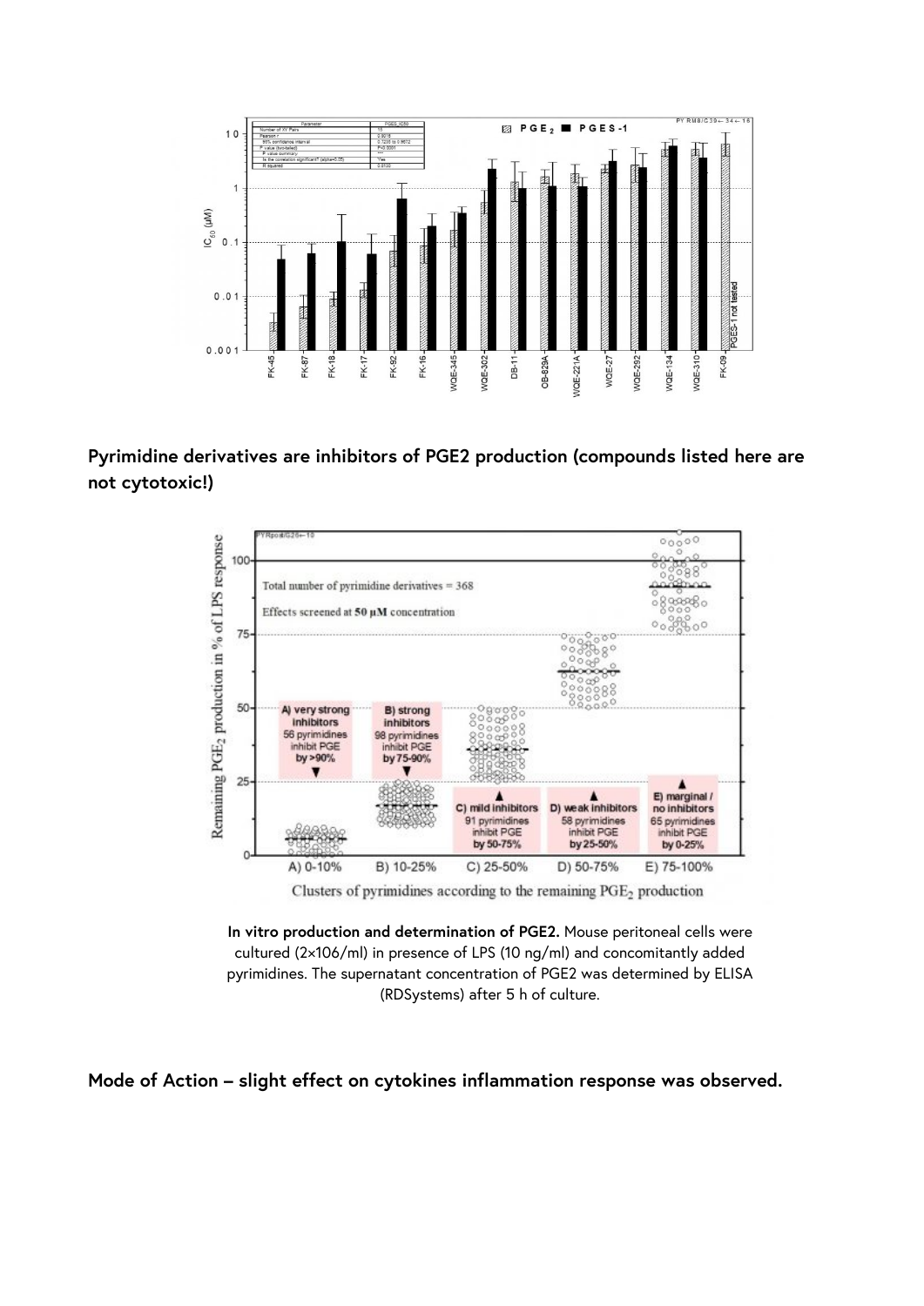**Pyrimidine derivatives are inhibitors of PGE2 production (compounds listed here are not cytotoxic!)**

**In vitro production and determination of PGE2.** Mouse peritoneal cells were cultured (2×106/ml) in presence of LPS (10 ng/ml) and concomitantly added pyrimidines. The supernatant concentration of PGE2 was determined by ELISA (RDSystems) after 5 h of culture.

**Mode of Action – slight effect on cytokines inflammation response was observed.**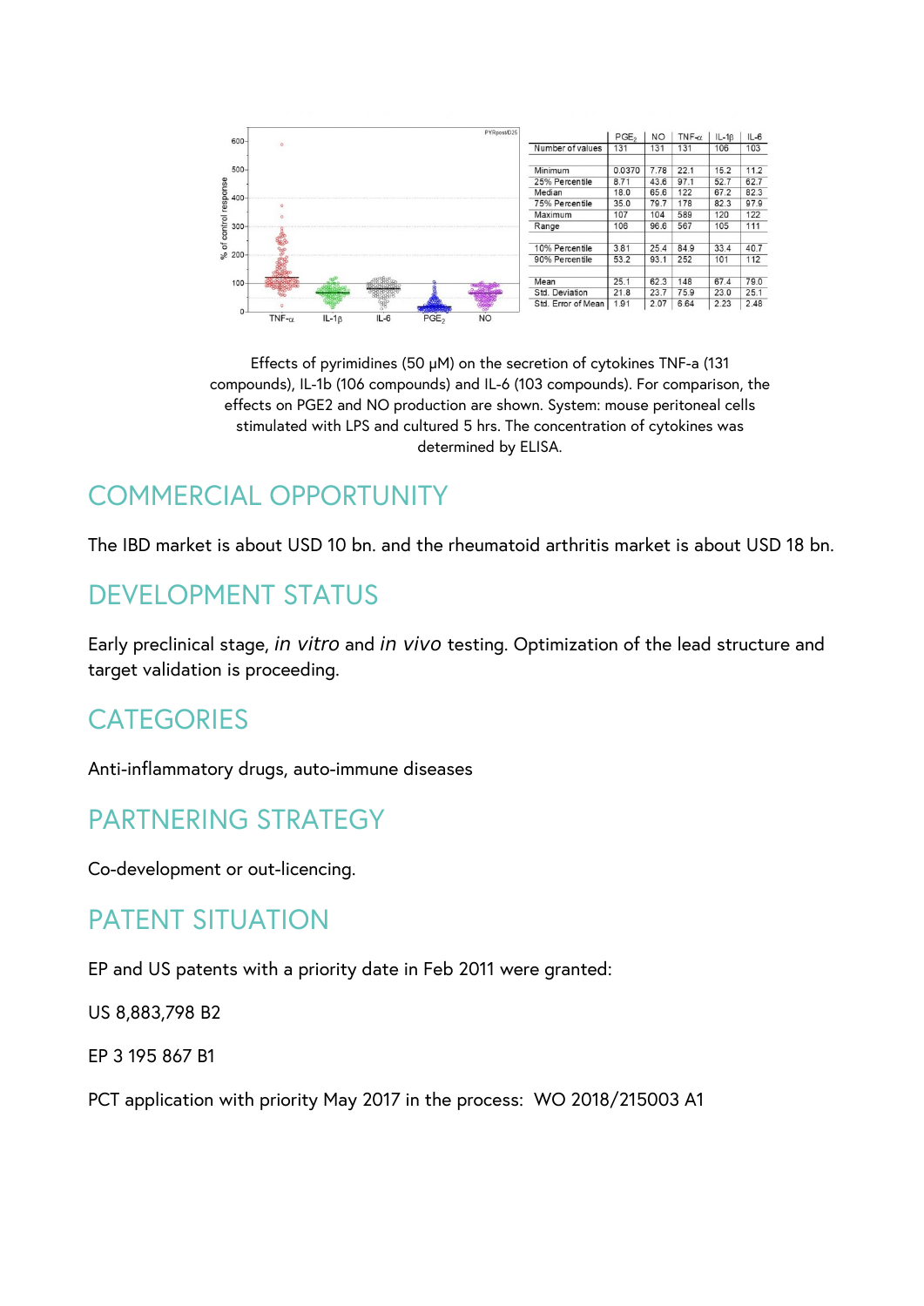| | $PGE_2$ | NO | TNF-α | IL-1β | IL-6 |
|---|---|---|---|---|---|
| Number of values | 131 | 131 | 131 | 106 | 103 |
| Minimum | 0.0370 | 7.78 | 22.1 | 15.2 | 11.2 |
| 25% Percentile | 8.71 | 43.6 | 97.1 | 52.7 | 62.7 |
| Median | 18.0 | 65.6 | 122 | 67.2 | 82.3 |
| 75% Percentile | 35.0 | 79.7 | 178 | 82.3 | 97.9 |
| Maximum | 107 | 104 | 589 | 120 | 122 |
| Range | 106 | 96.6 | 567 | 105 | 111 |
| 10% Percentile | 3.81 | 25.4 | 84.9 | 33.4 | 40.7 |
| 90% Percentile | 53.2 | 93.1 | 252 | 101 | 112 |
| Mean | 25.1 | 62.3 | 148 | 67.4 | 79.0 |
| Std. Deviation | 21.8 | 23.7 | 75.9 | 23.0 | 25.1 |
| Std. Error of Mean | 1.91 | 2.07 | 6.64 | 2.23 | 2.48 |

Effects of pyrimidines (50 μM) on the secretion of cytokines TNF-a (131 compounds), IL-1b (106 compounds) and IL-6 (103 compounds). For comparison, the effects on PGE2 and NO production are shown. System: mouse peritoneal cells stimulated with LPS and cultured 5 hrs. The concentration of cytokines was determined by ELISA.

## COMMERCIAL OPPORTUNITY

The IBD market is about USD 10 bn. and the rheumatoid arthritis market is about USD 18 bn.

## DEVELOPMENT STATUS

Early preclinical stage, *in vitro* and *in vivo* testing. Optimization of the lead structure and target validation is proceeding.

## CATEGORIES

Anti-inflammatory drugs, auto-immune diseases

## PARTNERING STRATEGY

Co-development or out-licencing.

## PATENT SITUATION

EP and US patents with a priority date in Feb 2011 were granted:

US 8,883,798 B2

EP 3 195 867 B1

PCT application with priority May 2017 in the process: WO 2018/215003 A1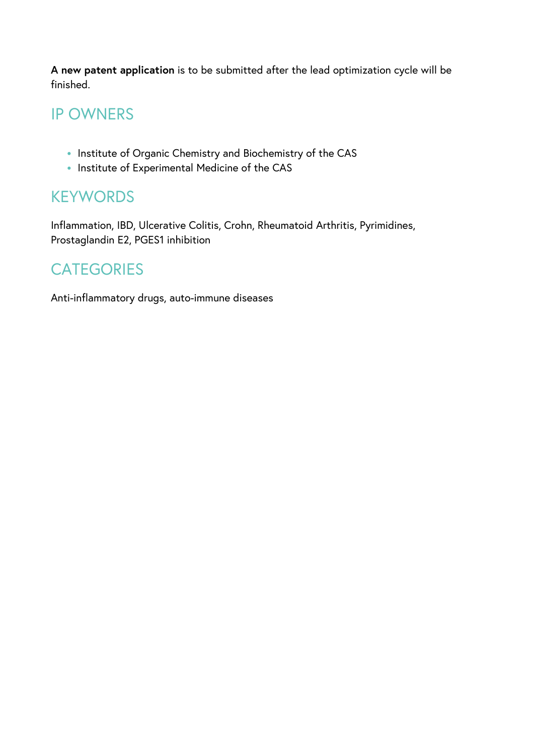**A new patent application** is to be submitted after the lead optimization cycle will be finished.

## IP OWNERS

- Institute of Organic Chemistry and Biochemistry of the CAS
- Institute of Experimental Medicine of the CAS

## KEYWORDS

Inflammation, IBD, Ulcerative Colitis, Crohn, Rheumatoid Arthritis, Pyrimidines, Prostaglandin E2, PGES1 inhibition

## CATEGORIES

Anti-inflammatory drugs, auto-immune diseases